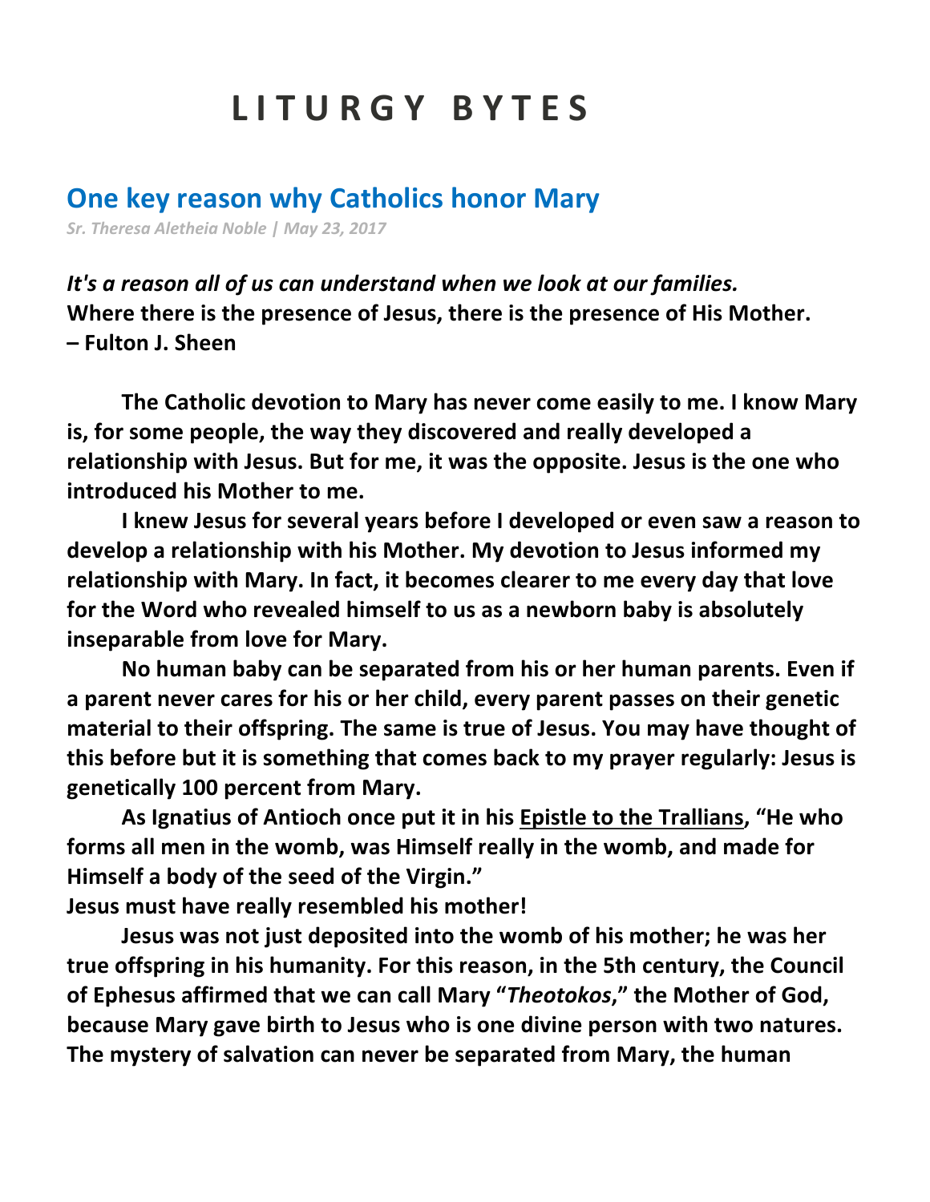# LITURGY BYTES

## One key reason why Catholics honor Mary

*Sr. Theresa Aletheia Noble | May 23, 2017*

***It's a reason all of us can understand when we look at our families.***
**Where there is the presence of Jesus, there is the presence of His Mother.**
**– Fulton J. Sheen**

**The Catholic devotion to Mary has never come easily to me. I know Mary is, for some people, the way they discovered and really developed a relationship with Jesus. But for me, it was the opposite. Jesus is the one who introduced his Mother to me.**

**I knew Jesus for several years before I developed or even saw a reason to develop a relationship with his Mother. My devotion to Jesus informed my relationship with Mary. In fact, it becomes clearer to me every day that love for the Word who revealed himself to us as a newborn baby is absolutely inseparable from love for Mary.**

**No human baby can be separated from his or her human parents. Even if a parent never cares for his or her child, every parent passes on their genetic material to their offspring. The same is true of Jesus. You may have thought of this before but it is something that comes back to my prayer regularly: Jesus is genetically 100 percent from Mary.**

**As Ignatius of Antioch once put it in his Epistle to the Trallians, "He who forms all men in the womb, was Himself really in the womb, and made for Himself a body of the seed of the Virgin."**
**Jesus must have really resembled his mother!**

**Jesus was not just deposited into the womb of his mother; he was her true offspring in his humanity. For this reason, in the 5th century, the Council of Ephesus affirmed that we can call Mary "*Theotokos*," the Mother of God, because Mary gave birth to Jesus who is one divine person with two natures. The mystery of salvation can never be separated from Mary, the human**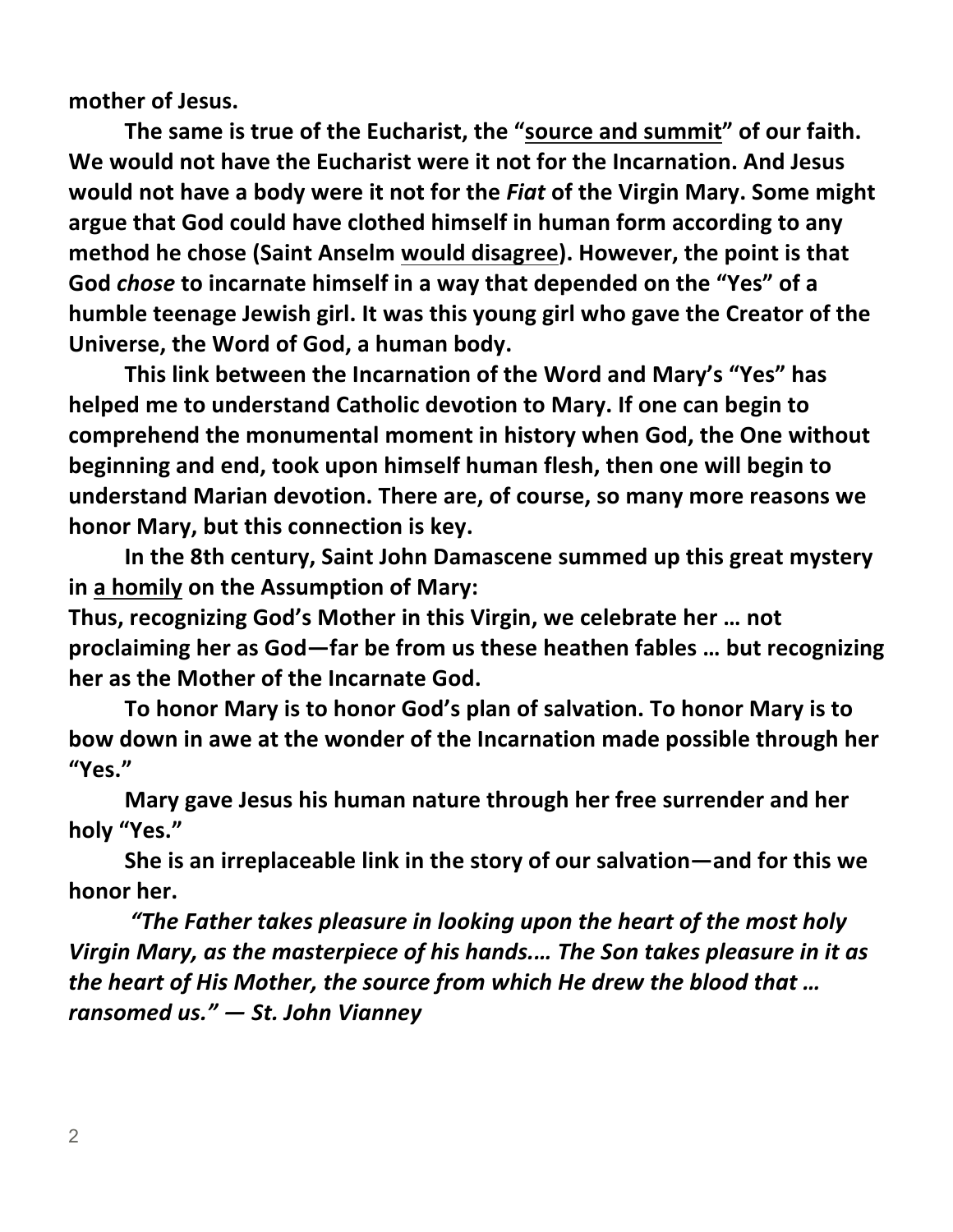**mother of Jesus.**

**The same is true of the Eucharist, the "source and summit" of our faith. We would not have the Eucharist were it not for the Incarnation. And Jesus would not have a body were it not for the *Fiat* of the Virgin Mary. Some might argue that God could have clothed himself in human form according to any method he chose (Saint Anselm would disagree). However, the point is that God *chose* to incarnate himself in a way that depended on the "Yes" of a humble teenage Jewish girl. It was this young girl who gave the Creator of the Universe, the Word of God, a human body.**

**This link between the Incarnation of the Word and Mary's "Yes" has helped me to understand Catholic devotion to Mary. If one can begin to comprehend the monumental moment in history when God, the One without beginning and end, took upon himself human flesh, then one will begin to understand Marian devotion. There are, of course, so many more reasons we honor Mary, but this connection is key.**

**In the 8th century, Saint John Damascene summed up this great mystery in a homily on the Assumption of Mary:**

**Thus, recognizing God's Mother in this Virgin, we celebrate her … not proclaiming her as God—far be from us these heathen fables … but recognizing her as the Mother of the Incarnate God.**

**To honor Mary is to honor God's plan of salvation. To honor Mary is to bow down in awe at the wonder of the Incarnation made possible through her "Yes."**

**Mary gave Jesus his human nature through her free surrender and her holy "Yes."**

**She is an irreplaceable link in the story of our salvation—and for this we honor her.**

***"The Father takes pleasure in looking upon the heart of the most holy Virgin Mary, as the masterpiece of his hands.… The Son takes pleasure in it as the heart of His Mother, the source from which He drew the blood that … ransomed us." — St. John Vianney***